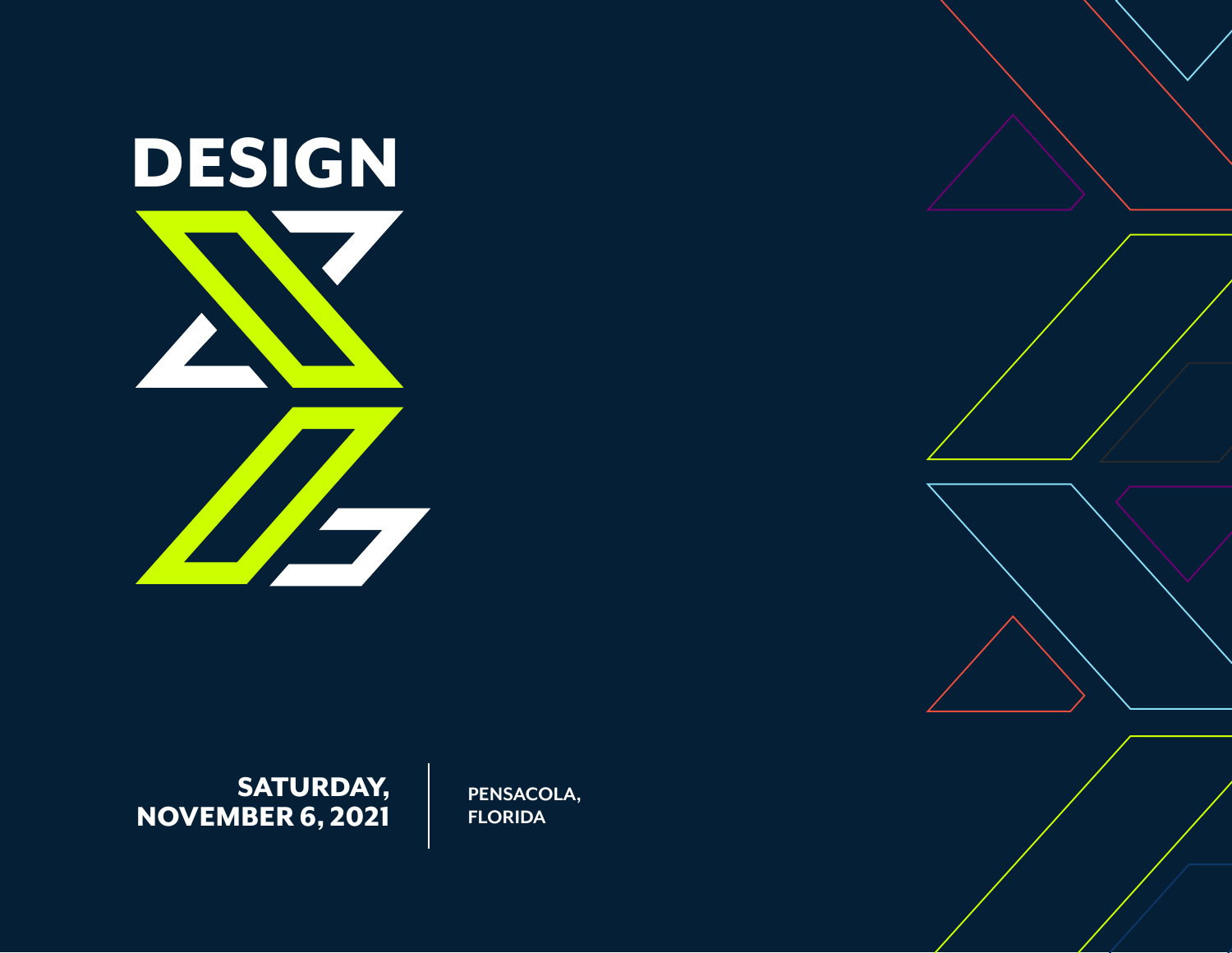# DESIGN

**SATURDAY, NOVEMBER 6, 2021**

**PENSACOLA, FLORIDA**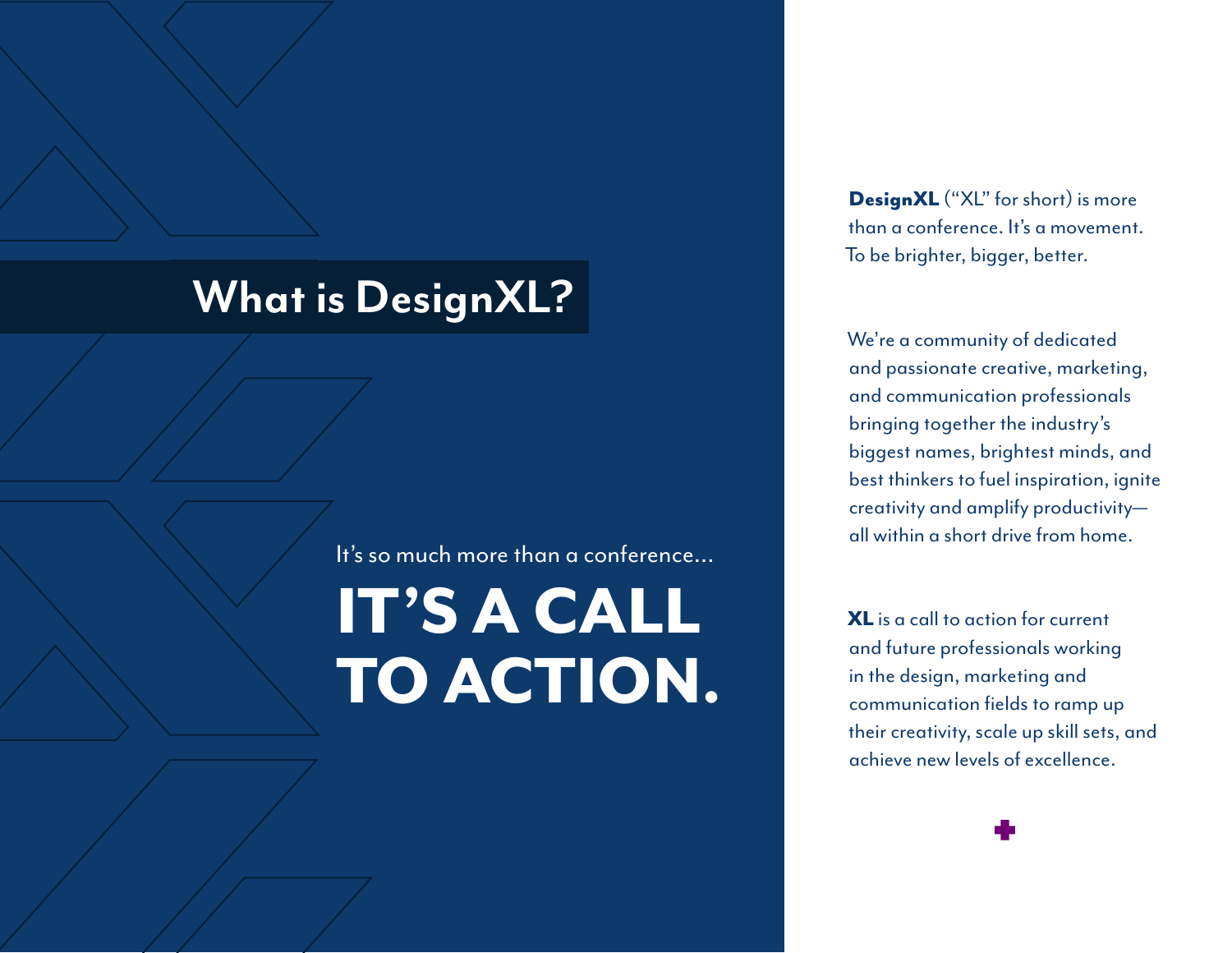# What is DesignXL?

It's so much more than a conference...

## IT'S A CALL TO ACTION.

**DesignXL** ("XL" for short) is more than a conference. It's a movement. To be brighter, bigger, better.

We're a community of dedicated and passionate creative, marketing, and communication professionals bringing together the industry's biggest names, brightest minds, and best thinkers to fuel inspiration, ignite creativity and amplify productivity—all within a short drive from home.

**XL** is a call to action for current and future professionals working in the design, marketing and communication fields to ramp up their creativity, scale up skill sets, and achieve new levels of excellence.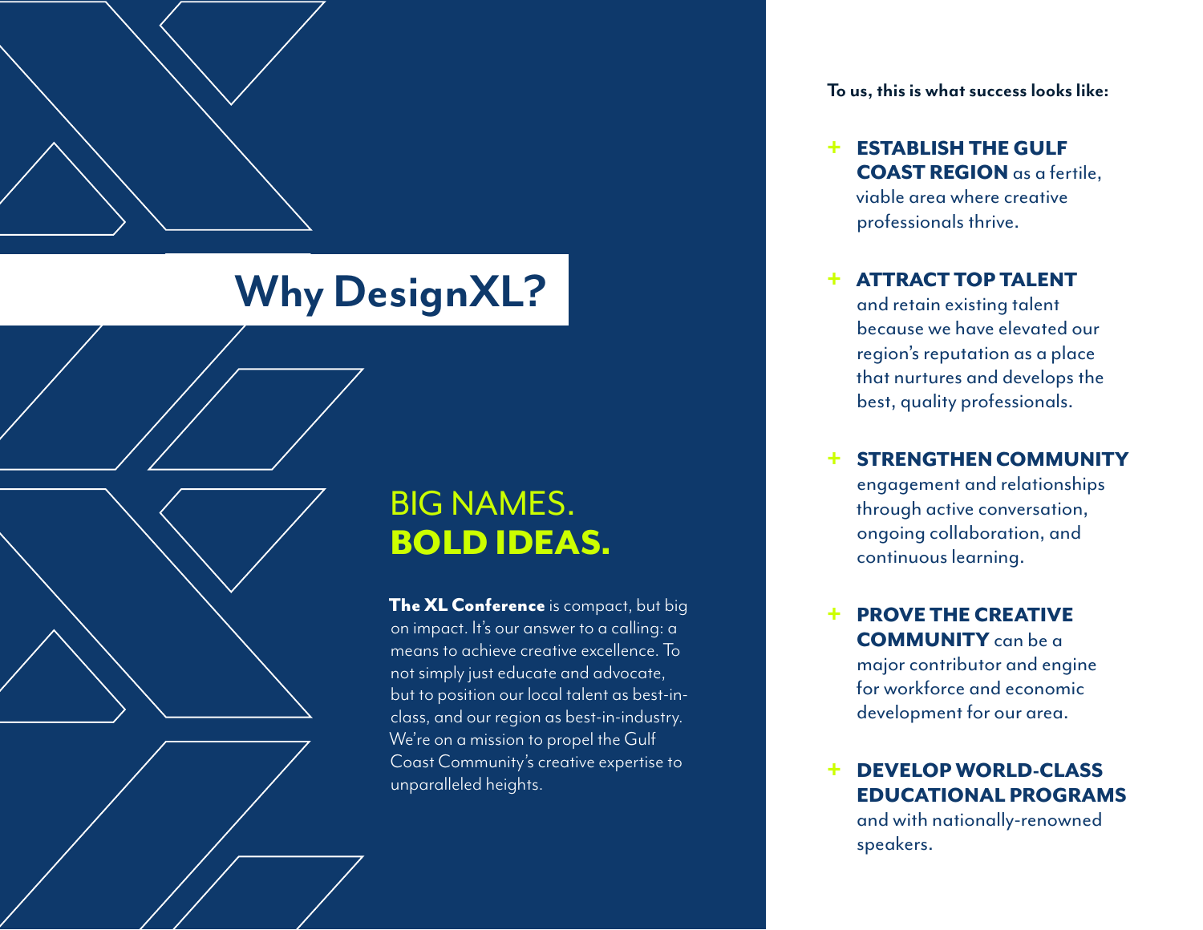# Why DesignXL?

## BIG NAMES. **BOLD IDEAS.**

**The XL Conference** is compact, but big on impact. It's our answer to a calling: a means to achieve creative excellence. To not simply just educate and advocate, but to position our local talent as best-in-class, and our region as best-in-industry. We're on a mission to propel the Gulf Coast Community's creative expertise to unparalleled heights.

**To us, this is what success looks like:**

+ **ESTABLISH THE GULF COAST REGION** as a fertile, viable area where creative professionals thrive.
+ **ATTRACT TOP TALENT** and retain existing talent because we have elevated our region's reputation as a place that nurtures and develops the best, quality professionals.
+ **STRENGTHEN COMMUNITY** engagement and relationships through active conversation, ongoing collaboration, and continuous learning.
+ **PROVE THE CREATIVE COMMUNITY** can be a major contributor and engine for workforce and economic development for our area.
+ **DEVELOP WORLD-CLASS EDUCATIONAL PROGRAMS** and with nationally-renowned speakers.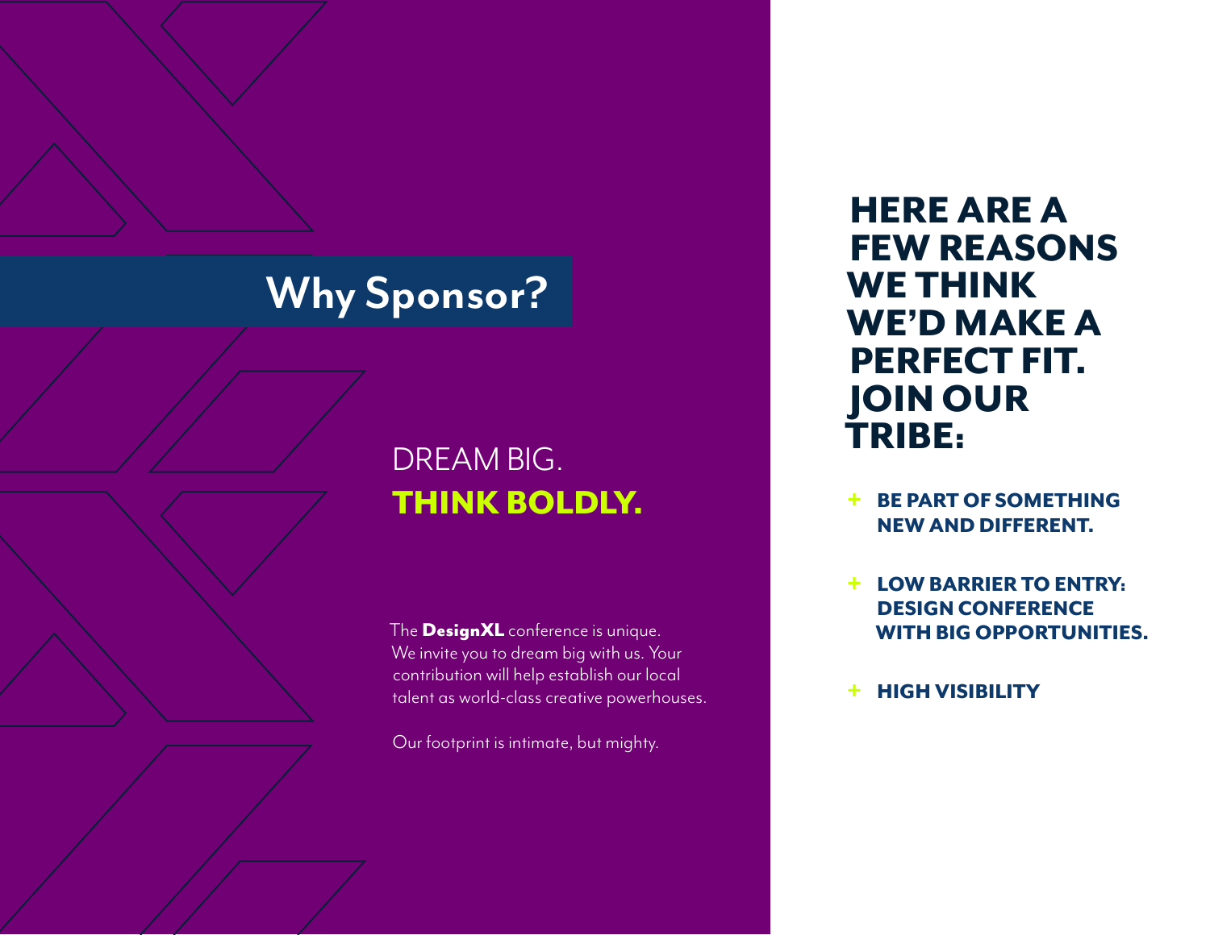# Why Sponsor?

DREAM BIG.
**THINK BOLDLY.**

The **DesignXL** conference is unique. We invite you to dream big with us. Your contribution will help establish our local talent as world-class creative powerhouses.

Our footprint is intimate, but mighty.

## HERE ARE A FEW REASONS WE THINK WE'D MAKE A PERFECT FIT. JOIN OUR TRIBE:

+ **BE PART OF SOMETHING NEW AND DIFFERENT.**
+ **LOW BARRIER TO ENTRY: DESIGN CONFERENCE WITH BIG OPPORTUNITIES.**
+ **HIGH VISIBILITY**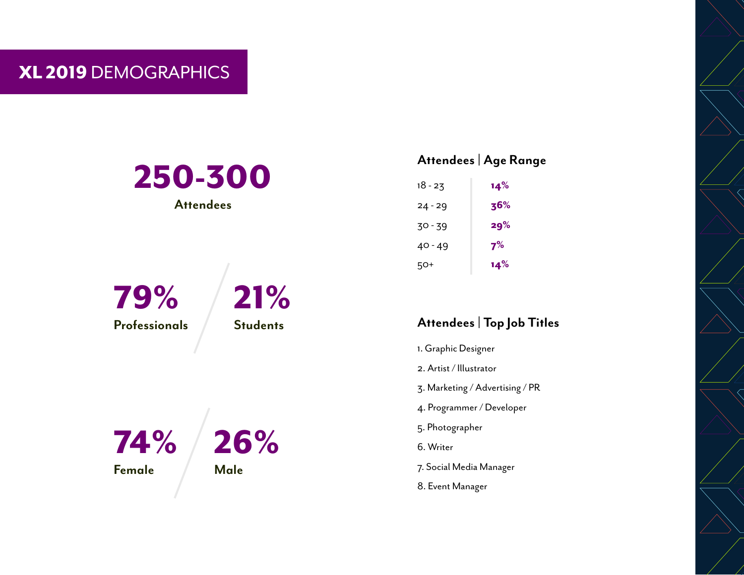# **XL 2019** DEMOGRAPHICS

**250-300**
**Attendees**

**79%**
**Professionals**

**21%**
**Students**

**74%**
**Female**

**26%**
**Male**

### Attendees | Age Range

| Age Range | Percentage |
|---|---|
| 18 - 23 | **14%** |
| 24 - 29 | **36%** |
| 30 - 39 | **29%** |
| 40 - 49 | **7%** |
| 50+ | **14%** |

### Attendees | Top Job Titles

1. Graphic Designer
2. Artist / Illustrator
3. Marketing / Advertising / PR
4. Programmer / Developer
5. Photographer
6. Writer
7. Social Media Manager
8. Event Manager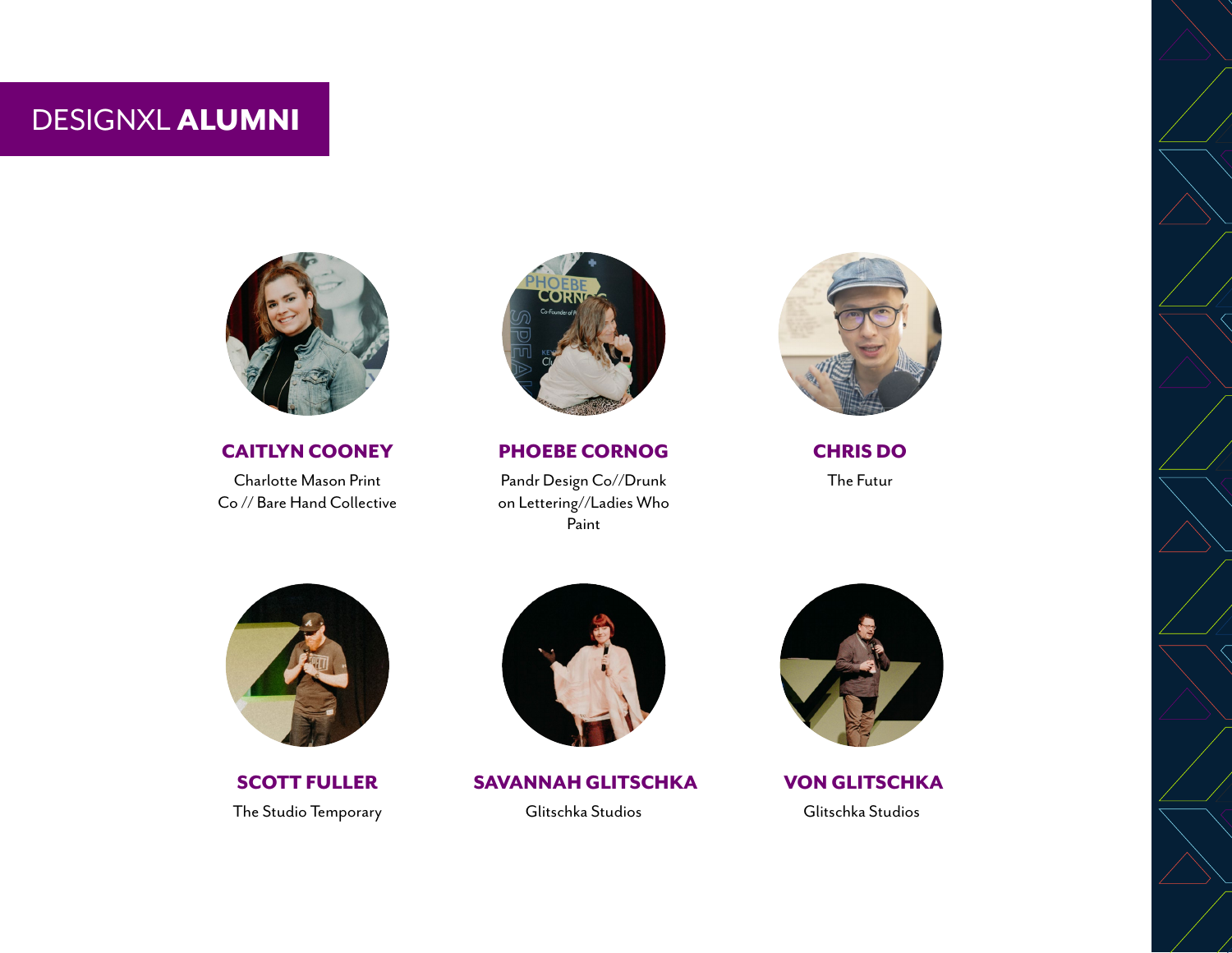# DESIGNXL **ALUMNI**

**CAITLYN COONEY**
Charlotte Mason Print Co // Bare Hand Collective

**PHOEBE CORNOG**
Pandr Design Co//Drunk on Lettering//Ladies Who Paint

**CHRIS DO**
The Futur

**SCOTT FULLER**
The Studio Temporary

**SAVANNAH GLITSCHKA**
Glitschka Studios

**VON GLITSCHKA**
Glitschka Studios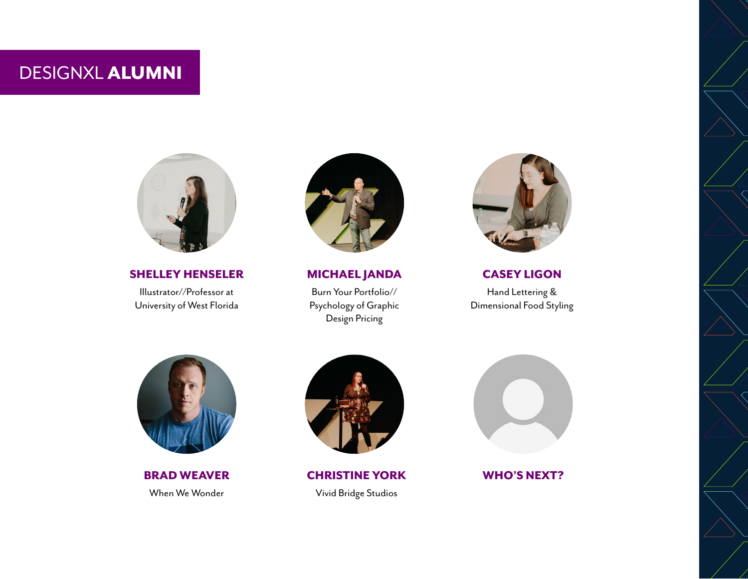# DESIGNXL **ALUMNI**

**SHELLEY HENSELER**

Illustrator//Professor at University of West Florida

**MICHAEL JANDA**

Burn Your Portfolio// Psychology of Graphic Design Pricing

**CASEY LIGON**

Hand Lettering & Dimensional Food Styling

**BRAD WEAVER**

When We Wonder

**CHRISTINE YORK**

Vivid Bridge Studios

**WHO'S NEXT?**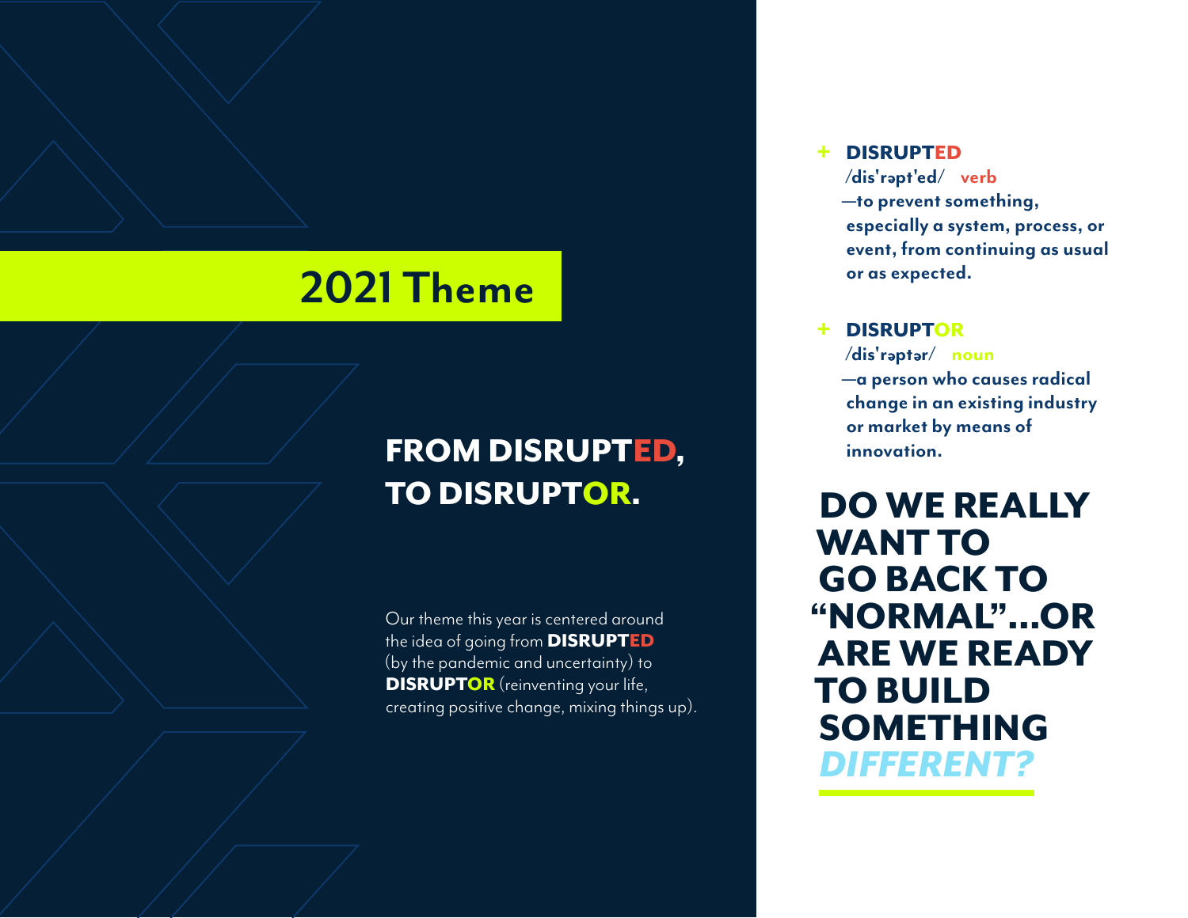# 2021 Theme

## FROM DISRUPTED, TO DISRUPTOR.

Our theme this year is centered around the idea of going from **DISRUPTED** (by the pandemic and uncertainty) to **DISRUPTOR** (reinventing your life, creating positive change, mixing things up).

+ **DISRUPTED**
  /dis'rəpt'ed/ **verb**
  —to prevent something, especially a system, process, or event, from continuing as usual or as expected.

+ **DISRUPTOR**
  /dis'rəptər/ **noun**
  —a person who causes radical change in an existing industry or market by means of innovation.

**DO WE REALLY WANT TO GO BACK TO "NORMAL"...OR ARE WE READY TO BUILD SOMETHING *DIFFERENT?***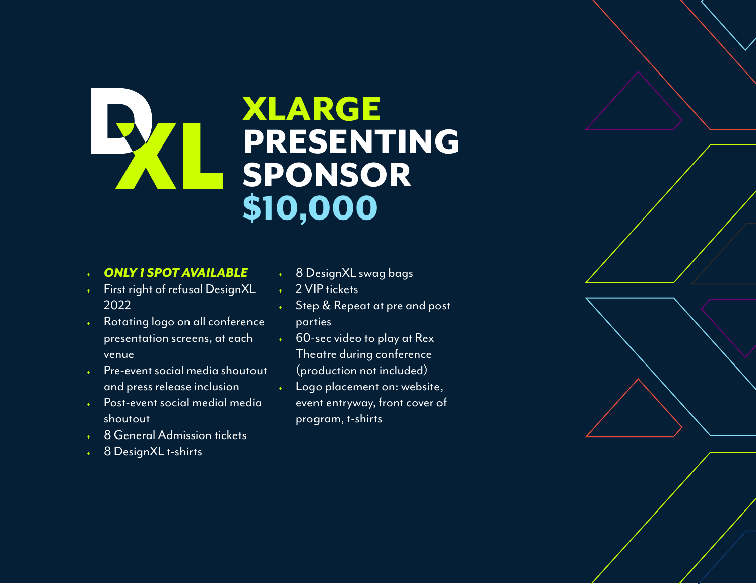# XLARGE PRESENTING SPONSOR $10,000

- ***ONLY 1 SPOT AVAILABLE***
- First right of refusal DesignXL 2022
- Rotating logo on all conference presentation screens, at each venue
- Pre-event social media shoutout and press release inclusion
- Post-event social medial media shoutout
- 8 General Admission tickets
- 8 DesignXL t-shirts
- 8 DesignXL swag bags
- 2 VIP tickets
- Step & Repeat at pre and post parties
- 60-sec video to play at Rex Theatre during conference (production not included)
- Logo placement on: website, event entryway, front cover of program, t-shirts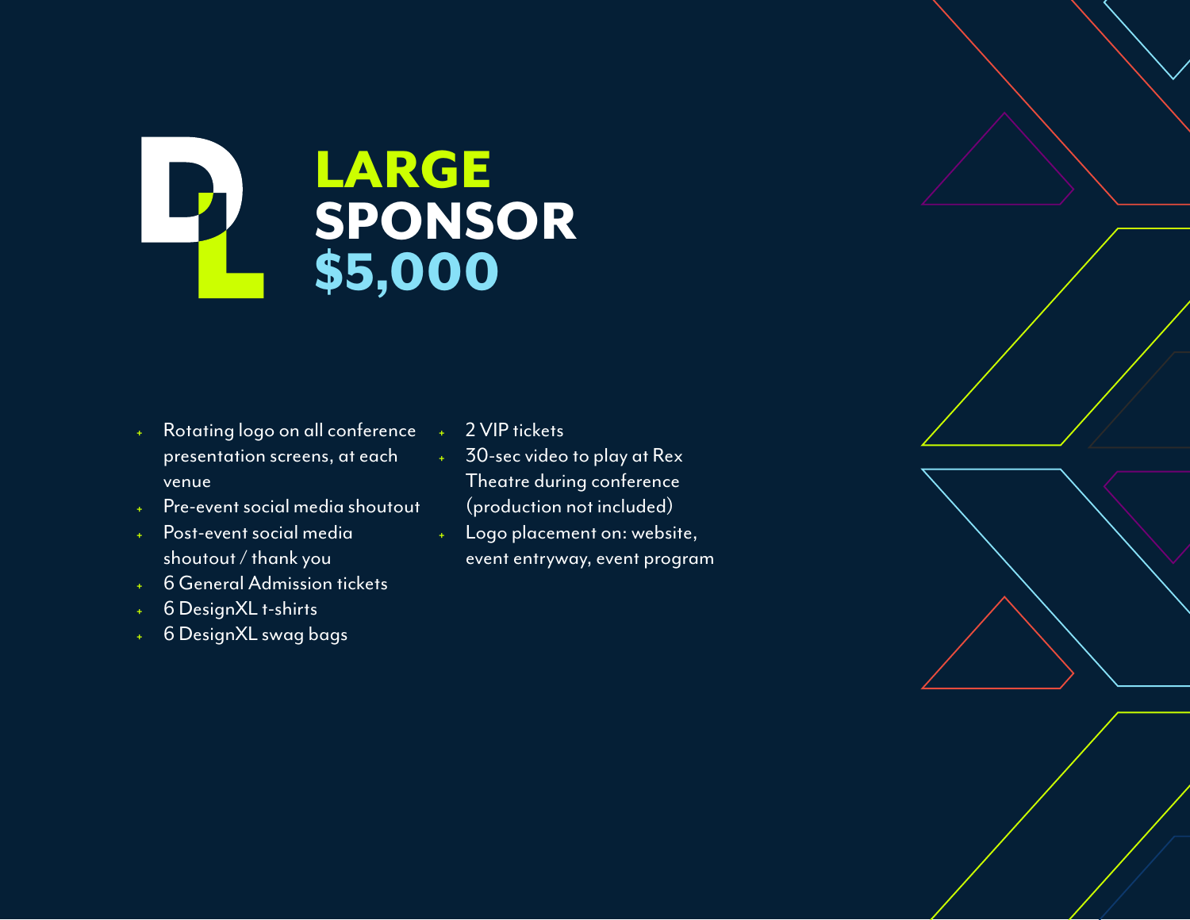# LARGE SPONSOR $5,000

- Rotating logo on all conference presentation screens, at each venue
- Pre-event social media shoutout
- Post-event social media shoutout / thank you
- 6 General Admission tickets
- 6 DesignXL t-shirts
- 6 DesignXL swag bags
- 2 VIP tickets
- 30-sec video to play at Rex Theatre during conference (production not included)
- Logo placement on: website, event entryway, event program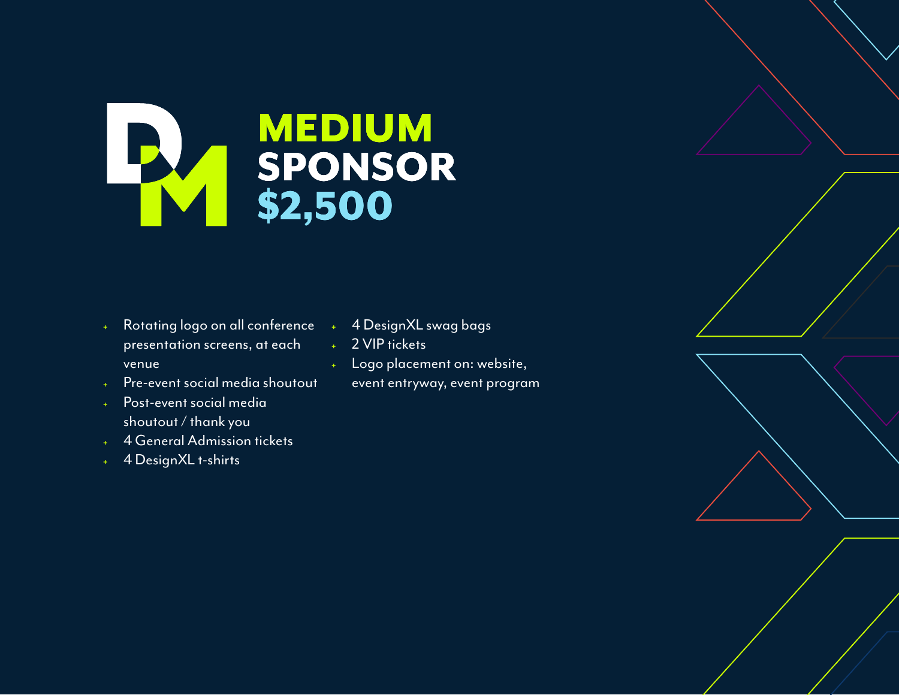# MEDIUM SPONSOR $2,500

- Rotating logo on all conference presentation screens, at each venue
- Pre-event social media shoutout
- Post-event social media shoutout / thank you
- 4 General Admission tickets
- 4 DesignXL t-shirts
- 4 DesignXL swag bags
- 2 VIP tickets
- Logo placement on: website, event entryway, event program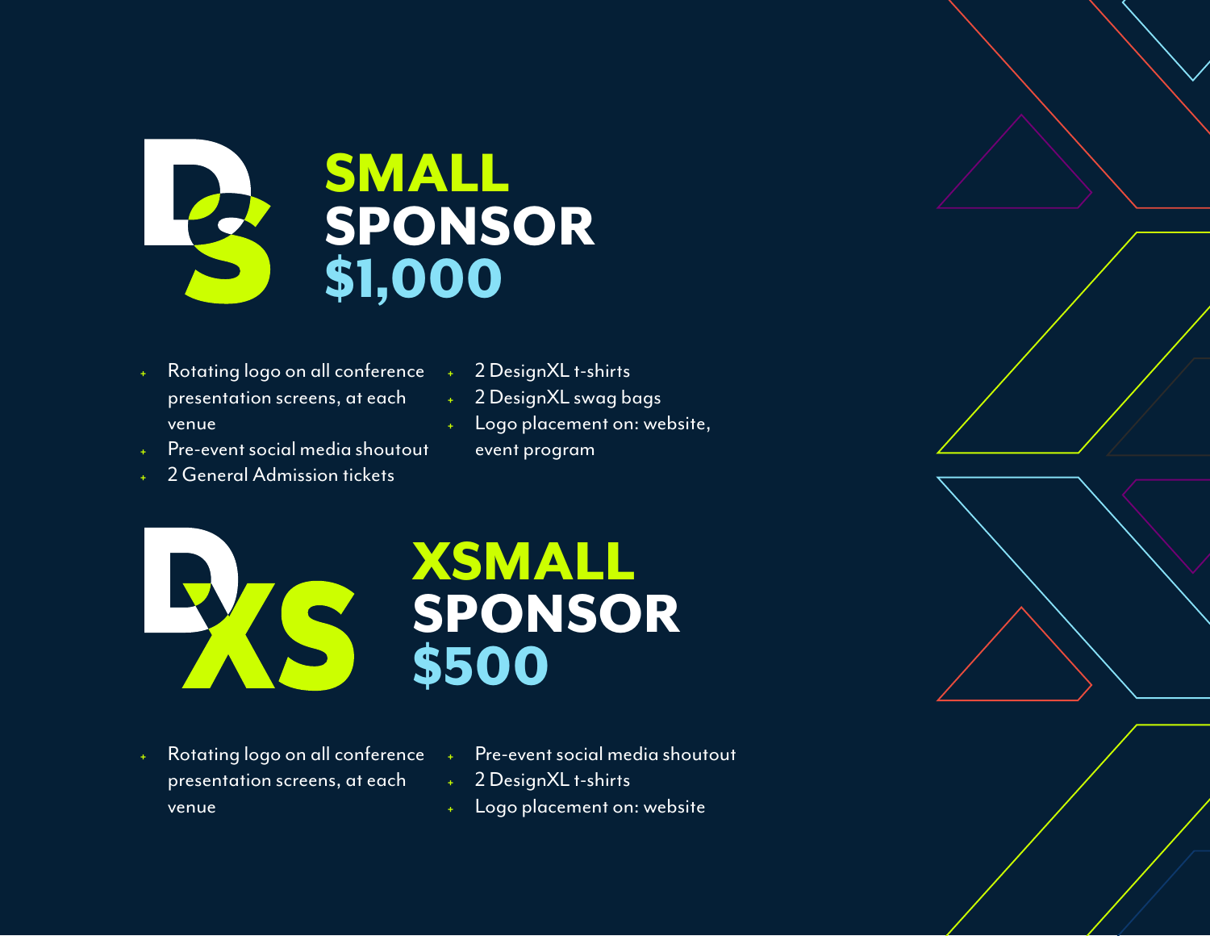## SMALL SPONSOR $1,000

- Rotating logo on all conference presentation screens, at each venue
- Pre-event social media shoutout
- 2 General Admission tickets
- 2 DesignXL t-shirts
- 2 DesignXL swag bags
- Logo placement on: website, event program

## XSMALL SPONSOR $500

- Rotating logo on all conference presentation screens, at each venue
- Pre-event social media shoutout
- 2 DesignXL t-shirts
- Logo placement on: website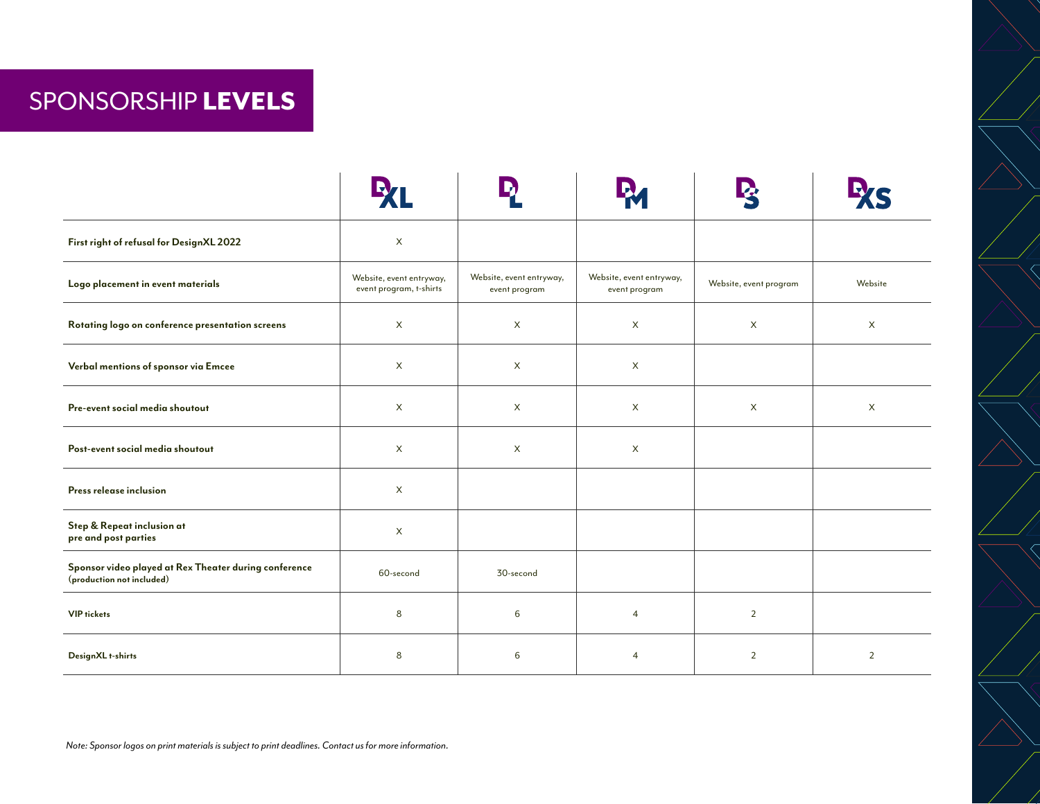# SPONSORSHIP **LEVELS**

| | DXL | DL | DM | DS | DXS |
|---|---|---|---|---|---|
| **First right of refusal for DesignXL 2022** | X | | | | |
| **Logo placement in event materials** | Website, event entryway, event program, t-shirts | Website, event entryway, event program | Website, event entryway, event program | Website, event program | Website |
| **Rotating logo on conference presentation screens** | X | X | X | X | X |
| **Verbal mentions of sponsor via Emcee** | X | X | X | | |
| **Pre-event social media shoutout** | X | X | X | X | X |
| **Post-event social media shoutout** | X | X | X | | |
| **Press release inclusion** | X | | | | |
| **Step & Repeat inclusion at pre and post parties** | X | | | | |
| **Sponsor video played at Rex Theater during conference (production not included)** | 60-second | 30-second | | | |
| **VIP tickets** | 8 | 6 | 4 | 2 | |
| **DesignXL t-shirts** | 8 | 6 | 4 | 2 | 2 |

*Note: Sponsor logos on print materials is subject to print deadlines. Contact us for more information.*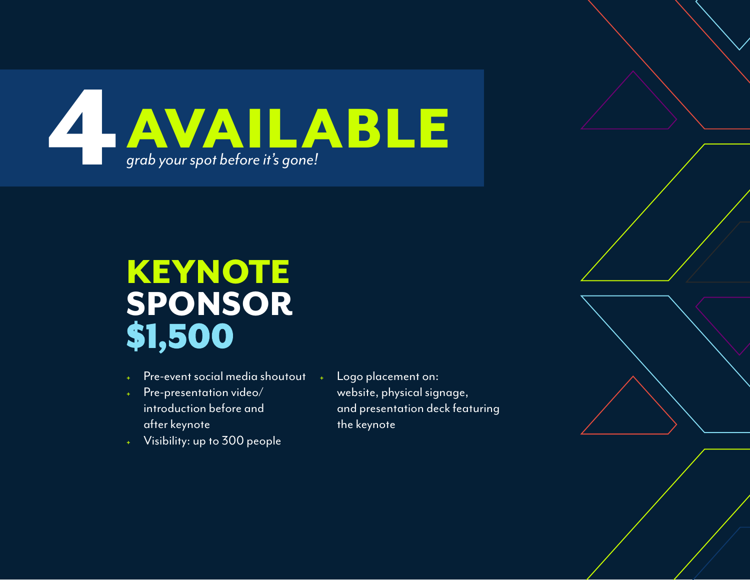# 4 AVAILABLE

*grab your spot before it's gone!*

## KEYNOTE SPONSOR

## $1,500

- Pre-event social media shoutout
- Pre-presentation video/ introduction before and after keynote
- Visibility: up to 300 people
- Logo placement on: website, physical signage, and presentation deck featuring the keynote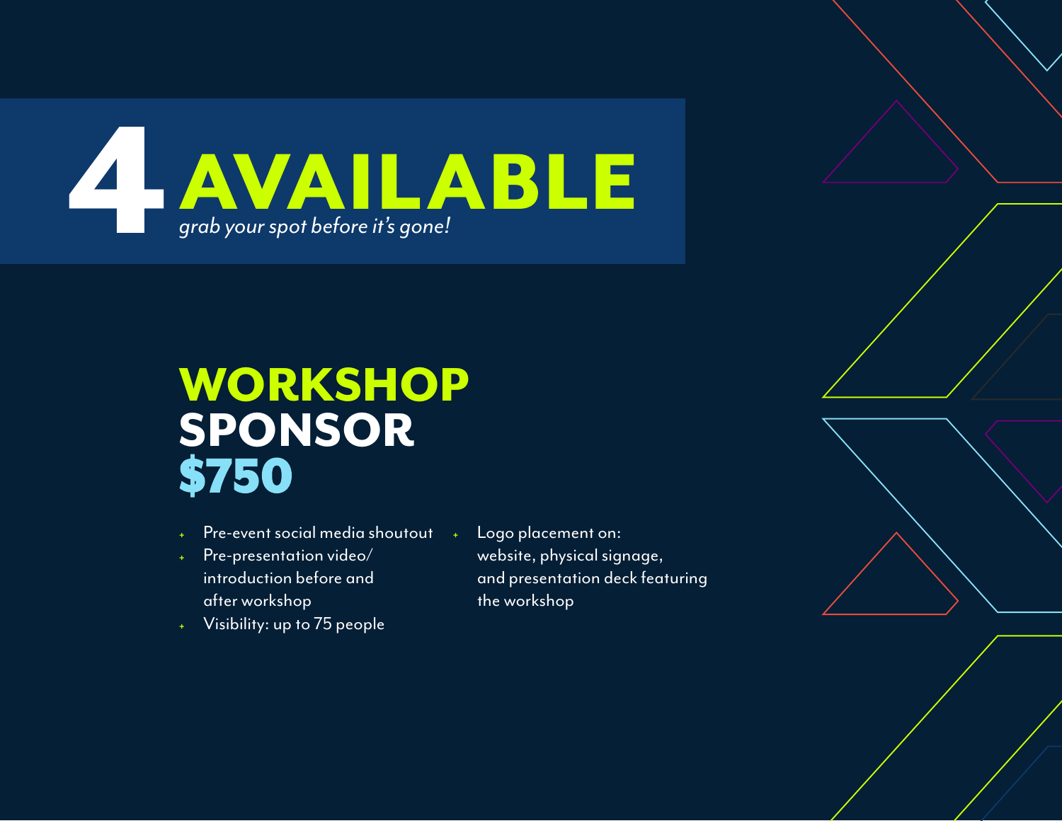# 4 AVAILABLE

*grab your spot before it's gone!*

## WORKSHOP SPONSOR $750

- Pre-event social media shoutout
- Pre-presentation video/ introduction before and after workshop
- Visibility: up to 75 people
- Logo placement on: website, physical signage, and presentation deck featuring the workshop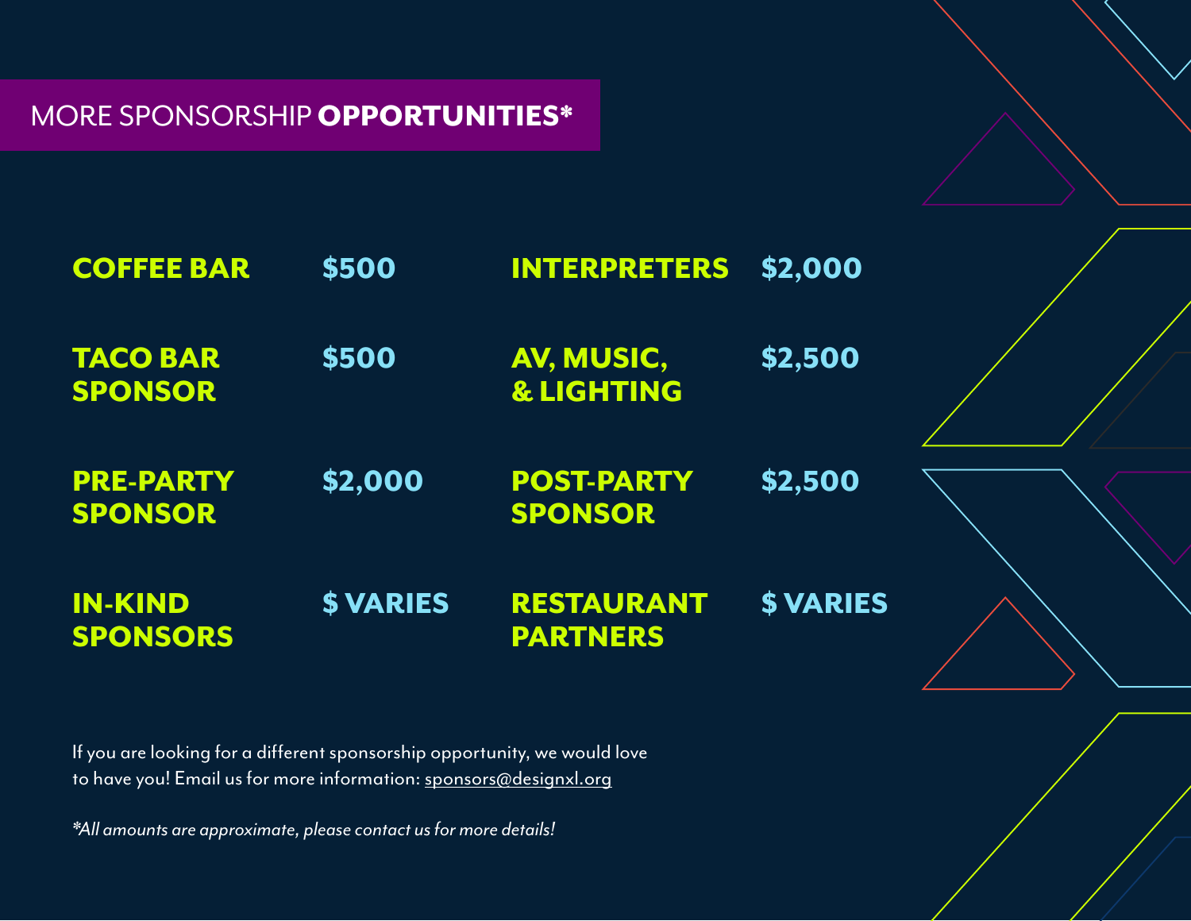## MORE SPONSORSHIP **OPPORTUNITIES***

| Sponsorship | Amount | Sponsorship | Amount |
|---|---|---|---|
| **COFFEE BAR** | **$500** | **INTERPRETERS** | **$2,000** |
| **TACO BAR SPONSOR** | **$500** | **AV, MUSIC, & LIGHTING** | **$2,500** |
| **PRE-PARTY SPONSOR** | **$2,000** | **POST-PARTY SPONSOR** | **$2,500** |
| **IN-KIND SPONSORS** | **$ VARIES** | **RESTAURANT PARTNERS** | **$ VARIES** |

If you are looking for a different sponsorship opportunity, we would love to have you! Email us for more information: sponsors@designxl.org

*\*All amounts are approximate, please contact us for more details!*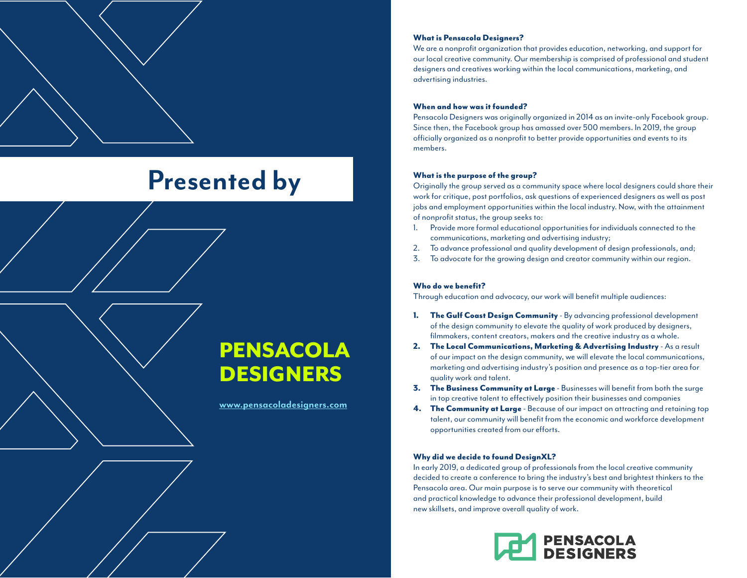# Presented by

## PENSACOLA DESIGNERS

www.pensacoladesigners.com

### What is Pensacola Designers?

We are a nonprofit organization that provides education, networking, and support for our local creative community. Our membership is comprised of professional and student designers and creatives working within the local communications, marketing, and advertising industries.

### When and how was it founded?

Pensacola Designers was originally organized in 2014 as an invite-only Facebook group. Since then, the Facebook group has amassed over 500 members. In 2019, the group officially organized as a nonprofit to better provide opportunities and events to its members.

### What is the purpose of the group?

Originally the group served as a community space where local designers could share their work for critique, post portfolios, ask questions of experienced designers as well as post jobs and employment opportunities within the local industry. Now, with the attainment of nonprofit status, the group seeks to:

1. Provide more formal educational opportunities for individuals connected to the communications, marketing and advertising industry;
2. To advance professional and quality development of design professionals, and;
3. To advocate for the growing design and creator community within our region.

### Who do we benefit?

Through education and advocacy, our work will benefit multiple audiences:

1. **The Gulf Coast Design Community** - By advancing professional development of the design community to elevate the quality of work produced by designers, filmmakers, content creators, makers and the creative industry as a whole.
2. **The Local Communications, Marketing & Advertising Industry** - As a result of our impact on the design community, we will elevate the local communications, marketing and advertising industry's position and presence as a top-tier area for quality work and talent.
3. **The Business Community at Large** - Businesses will benefit from both the surge in top creative talent to effectively position their businesses and companies
4. **The Community at Large** - Because of our impact on attracting and retaining top talent, our community will benefit from the economic and workforce development opportunities created from our efforts.

### Why did we decide to found DesignXL?

In early 2019, a dedicated group of professionals from the local creative community decided to create a conference to bring the industry's best and brightest thinkers to the Pensacola area. Our main purpose is to serve our community with theoretical and practical knowledge to advance their professional development, build new skillsets, and improve overall quality of work.

PENSACOLA DESIGNERS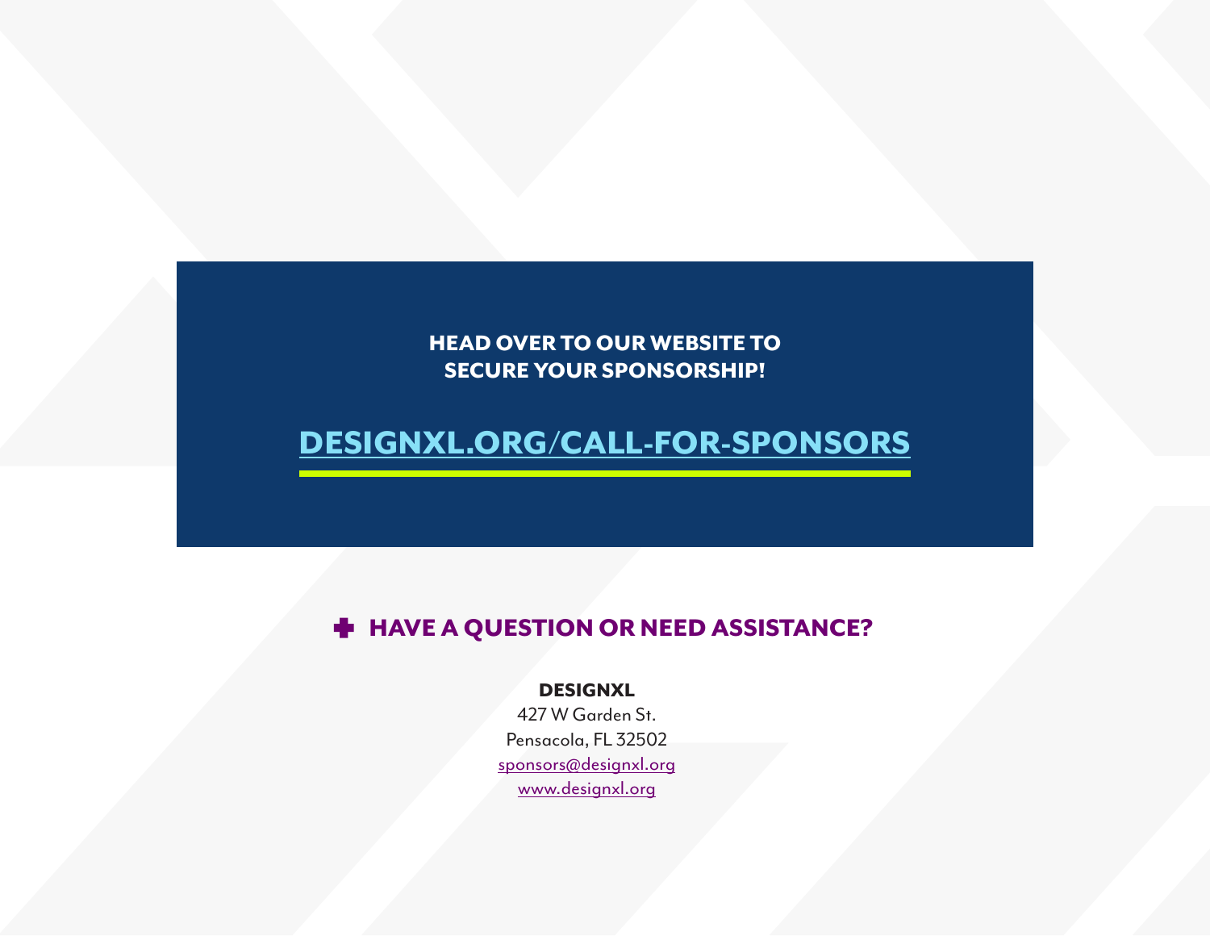**HEAD OVER TO OUR WEBSITE TO SECURE YOUR SPONSORSHIP!**

## [DESIGNXL.ORG/CALL-FOR-SPONSORS](https://designxl.org/call-for-sponsors)

## ✚ HAVE A QUESTION OR NEED ASSISTANCE?

**DESIGNXL**
427 W Garden St.
Pensacola, FL 32502
[sponsors@designxl.org](mailto:sponsors@designxl.org)
[www.designxl.org](http://www.designxl.org)